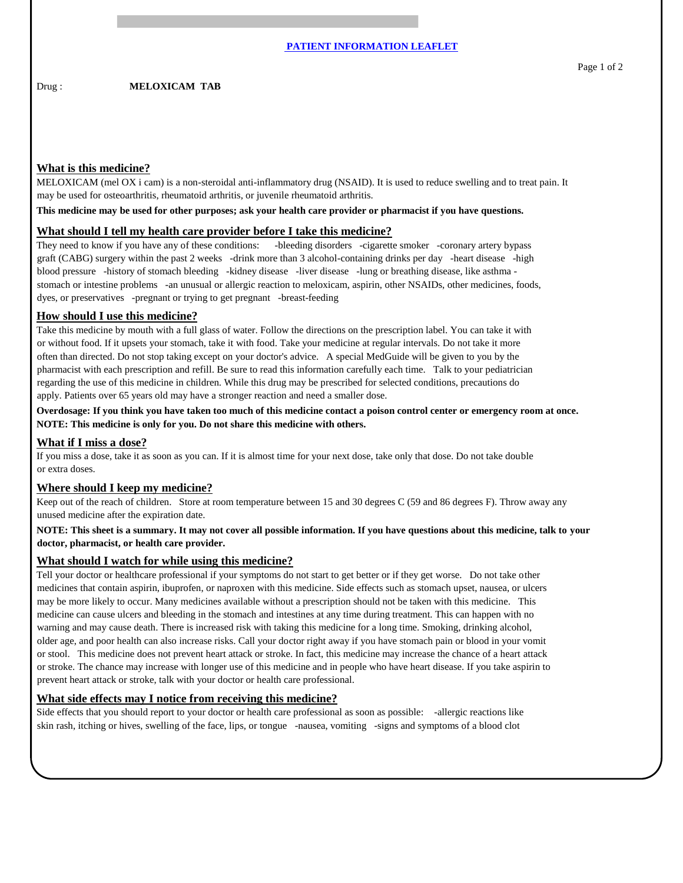**PATIENT INFORMATION LEAFLET**

Drug : **MELOXICAM TAB**

## What is this medicine?

MELOXICAM (mel OX i cam) is a non-steroidal anti-inflammatory drug (NSAID). It is used to reduce swelling and to treat pain. It may be used for osteoarthritis, rheumatoid arthritis, or juvenile rheumatoid arthritis.

**This medicine may be used for other purposes; ask your health care provider or pharmacist if you have questions.**

## What should I tell my health care provider before I take this medicine?

They need to know if you have any of these conditions: -bleeding disorders -cigarette smoker -coronary artery bypass graft (CABG) surgery within the past 2 weeks -drink more than 3 alcohol-containing drinks per day -heart disease -high blood pressure -history of stomach bleeding -kidney disease -liver disease -lung or breathing disease, like asthma -stomach or intestine problems -an unusual or allergic reaction to meloxicam, aspirin, other NSAIDs, other medicines, foods, dyes, or preservatives -pregnant or trying to get pregnant -breast-feeding

## How should I use this medicine?

Take this medicine by mouth with a full glass of water. Follow the directions on the prescription label. You can take it with or without food. If it upsets your stomach, take it with food. Take your medicine at regular intervals. Do not take it more often than directed. Do not stop taking except on your doctor's advice. A special MedGuide will be given to you by the pharmacist with each prescription and refill. Be sure to read this information carefully each time. Talk to your pediatrician regarding the use of this medicine in children. While this drug may be prescribed for selected conditions, precautions do apply. Patients over 65 years old may have a stronger reaction and need a smaller dose.

**Overdosage: If you think you have taken too much of this medicine contact a poison control center or emergency room at once.**
**NOTE: This medicine is only for you. Do not share this medicine with others.**

## What if I miss a dose?

If you miss a dose, take it as soon as you can. If it is almost time for your next dose, take only that dose. Do not take double or extra doses.

## Where should I keep my medicine?

Keep out of the reach of children. Store at room temperature between 15 and 30 degrees C (59 and 86 degrees F). Throw away any unused medicine after the expiration date.

**NOTE: This sheet is a summary. It may not cover all possible information. If you have questions about this medicine, talk to your doctor, pharmacist, or health care provider.**

## What should I watch for while using this medicine?

Tell your doctor or healthcare professional if your symptoms do not start to get better or if they get worse. Do not take other medicines that contain aspirin, ibuprofen, or naproxen with this medicine. Side effects such as stomach upset, nausea, or ulcers may be more likely to occur. Many medicines available without a prescription should not be taken with this medicine. This medicine can cause ulcers and bleeding in the stomach and intestines at any time during treatment. This can happen with no warning and may cause death. There is increased risk with taking this medicine for a long time. Smoking, drinking alcohol, older age, and poor health can also increase risks. Call your doctor right away if you have stomach pain or blood in your vomit or stool. This medicine does not prevent heart attack or stroke. In fact, this medicine may increase the chance of a heart attack or stroke. The chance may increase with longer use of this medicine and in people who have heart disease. If you take aspirin to prevent heart attack or stroke, talk with your doctor or health care professional.

## What side effects may I notice from receiving this medicine?

Side effects that you should report to your doctor or health care professional as soon as possible: -allergic reactions like skin rash, itching or hives, swelling of the face, lips, or tongue -nausea, vomiting -signs and symptoms of a blood clot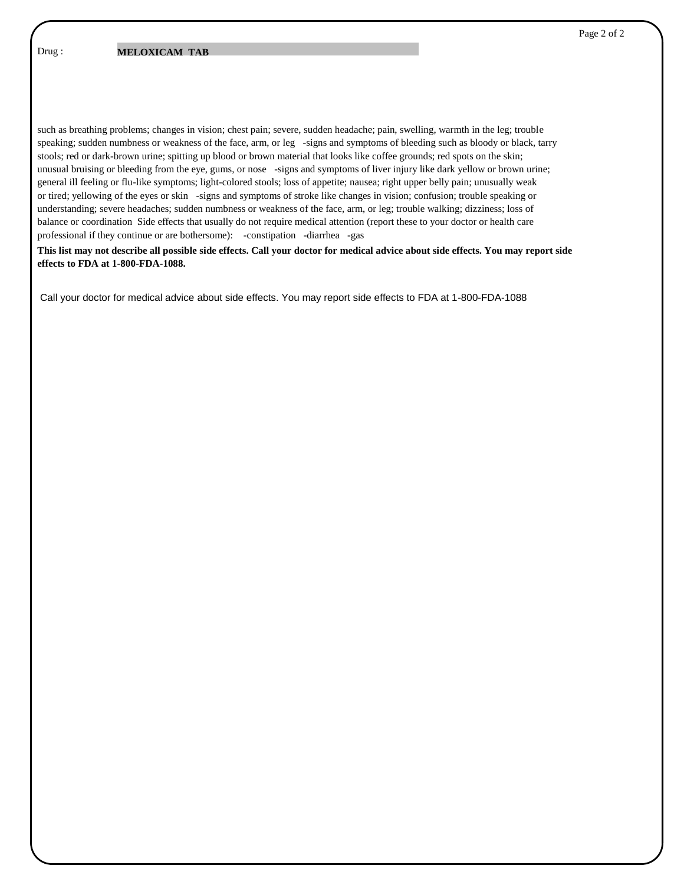Drug : **MELOXICAM TAB**

such as breathing problems; changes in vision; chest pain; severe, sudden headache; pain, swelling, warmth in the leg; trouble speaking; sudden numbness or weakness of the face, arm, or leg -signs and symptoms of bleeding such as bloody or black, tarry stools; red or dark-brown urine; spitting up blood or brown material that looks like coffee grounds; red spots on the skin; unusual bruising or bleeding from the eye, gums, or nose -signs and symptoms of liver injury like dark yellow or brown urine; general ill feeling or flu-like symptoms; light-colored stools; loss of appetite; nausea; right upper belly pain; unusually weak or tired; yellowing of the eyes or skin -signs and symptoms of stroke like changes in vision; confusion; trouble speaking or understanding; severe headaches; sudden numbness or weakness of the face, arm, or leg; trouble walking; dizziness; loss of balance or coordination Side effects that usually do not require medical attention (report these to your doctor or health care professional if they continue or are bothersome): -constipation -diarrhea -gas

**This list may not describe all possible side effects. Call your doctor for medical advice about side effects. You may report side effects to FDA at 1-800-FDA-1088.**

Call your doctor for medical advice about side effects. You may report side effects to FDA at 1-800-FDA-1088